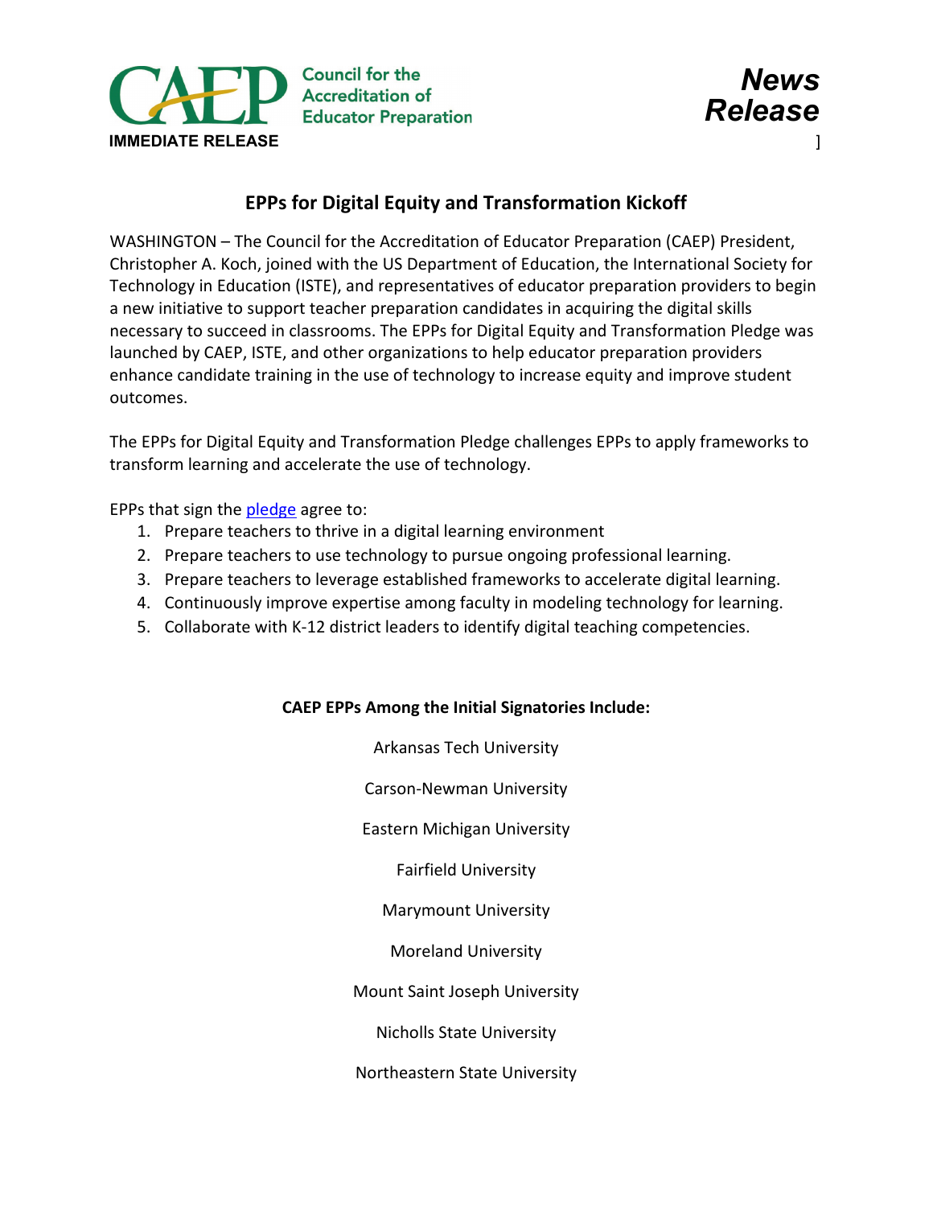Council for the Accreditation of Educator Preparation

IMMEDIATE RELEASE

**News Release**

]

## EPPs for Digital Equity and Transformation Kickoff

WASHINGTON – The Council for the Accreditation of Educator Preparation (CAEP) President, Christopher A. Koch, joined with the US Department of Education, the International Society for Technology in Education (ISTE), and representatives of educator preparation providers to begin a new initiative to support teacher preparation candidates in acquiring the digital skills necessary to succeed in classrooms. The EPPs for Digital Equity and Transformation Pledge was launched by CAEP, ISTE, and other organizations to help educator preparation providers enhance candidate training in the use of technology to increase equity and improve student outcomes.

The EPPs for Digital Equity and Transformation Pledge challenges EPPs to apply frameworks to transform learning and accelerate the use of technology.

EPPs that sign the pledge agree to:

1. Prepare teachers to thrive in a digital learning environment
2. Prepare teachers to use technology to pursue ongoing professional learning.
3. Prepare teachers to leverage established frameworks to accelerate digital learning.
4. Continuously improve expertise among faculty in modeling technology for learning.
5. Collaborate with K-12 district leaders to identify digital teaching competencies.

**CAEP EPPs Among the Initial Signatories Include:**

Arkansas Tech University

Carson-Newman University

Eastern Michigan University

Fairfield University

Marymount University

Moreland University

Mount Saint Joseph University

Nicholls State University

Northeastern State University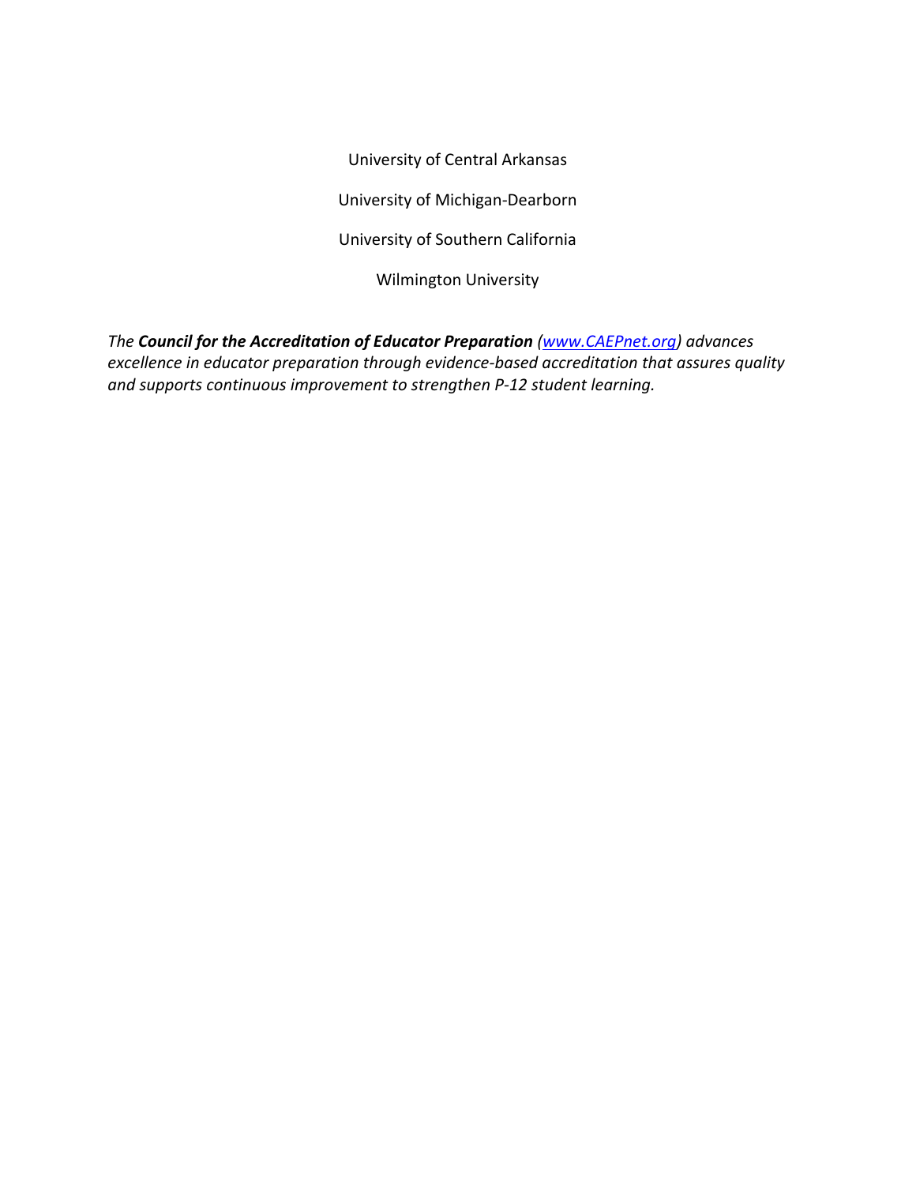University of Central Arkansas

University of Michigan-Dearborn

University of Southern California

Wilmington University

*The **Council for the Accreditation of Educator Preparation** ([www.CAEPnet.org](http://www.CAEPnet.org)) advances excellence in educator preparation through evidence-based accreditation that assures quality and supports continuous improvement to strengthen P-12 student learning.*